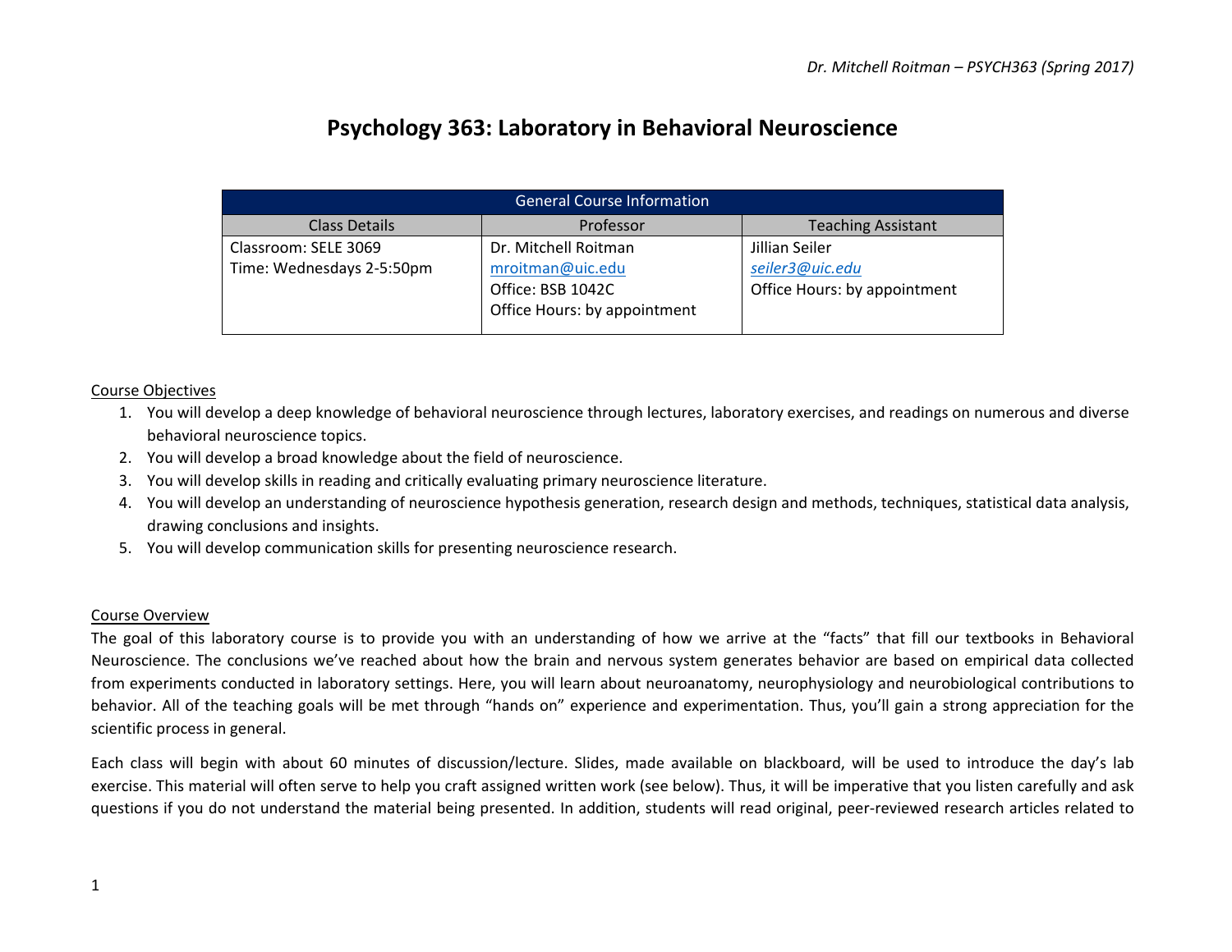# Psychology 363: Laboratory in Behavioral Neuroscience

| General Course Information | | |
|---|---|---|
| **Class Details** | **Professor** | **Teaching Assistant** |
| Classroom: SELE 3069<br>Time: Wednesdays 2-5:50pm | Dr. Mitchell Roitman<br>mroitman@uic.edu<br>Office: BSB 1042C<br>Office Hours: by appointment | Jillian Seiler<br>*seiler3@uic.edu*<br>Office Hours: by appointment |

## Course Objectives

1. You will develop a deep knowledge of behavioral neuroscience through lectures, laboratory exercises, and readings on numerous and diverse behavioral neuroscience topics.
2. You will develop a broad knowledge about the field of neuroscience.
3. You will develop skills in reading and critically evaluating primary neuroscience literature.
4. You will develop an understanding of neuroscience hypothesis generation, research design and methods, techniques, statistical data analysis, drawing conclusions and insights.
5. You will develop communication skills for presenting neuroscience research.

## Course Overview

The goal of this laboratory course is to provide you with an understanding of how we arrive at the "facts" that fill our textbooks in Behavioral Neuroscience. The conclusions we've reached about how the brain and nervous system generates behavior are based on empirical data collected from experiments conducted in laboratory settings. Here, you will learn about neuroanatomy, neurophysiology and neurobiological contributions to behavior. All of the teaching goals will be met through "hands on" experience and experimentation. Thus, you'll gain a strong appreciation for the scientific process in general.

Each class will begin with about 60 minutes of discussion/lecture. Slides, made available on blackboard, will be used to introduce the day's lab exercise. This material will often serve to help you craft assigned written work (see below). Thus, it will be imperative that you listen carefully and ask questions if you do not understand the material being presented. In addition, students will read original, peer-reviewed research articles related to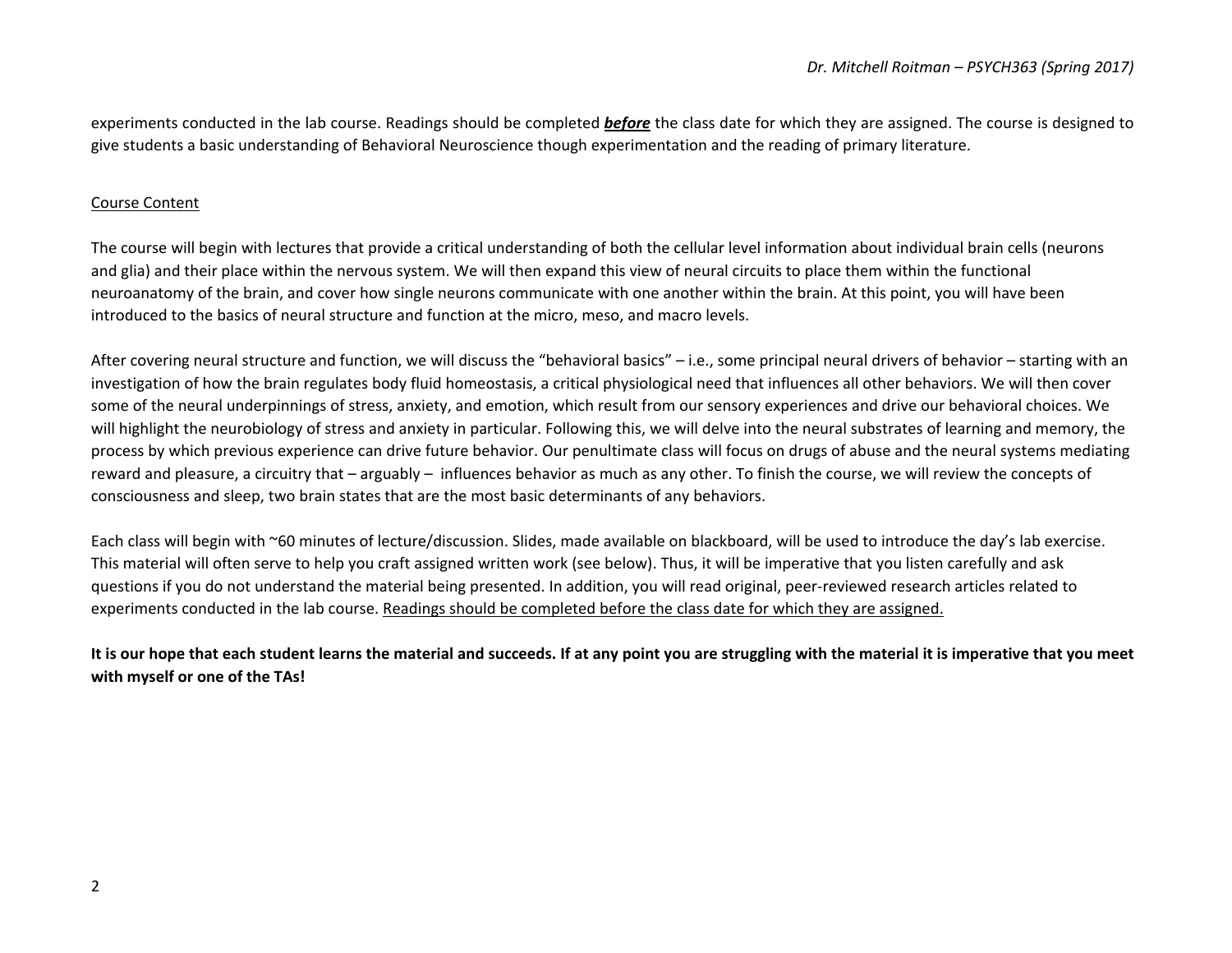experiments conducted in the lab course. Readings should be completed ***before*** the class date for which they are assigned. The course is designed to give students a basic understanding of Behavioral Neuroscience though experimentation and the reading of primary literature.

Course Content

The course will begin with lectures that provide a critical understanding of both the cellular level information about individual brain cells (neurons and glia) and their place within the nervous system. We will then expand this view of neural circuits to place them within the functional neuroanatomy of the brain, and cover how single neurons communicate with one another within the brain. At this point, you will have been introduced to the basics of neural structure and function at the micro, meso, and macro levels.

After covering neural structure and function, we will discuss the "behavioral basics" – i.e., some principal neural drivers of behavior – starting with an investigation of how the brain regulates body fluid homeostasis, a critical physiological need that influences all other behaviors. We will then cover some of the neural underpinnings of stress, anxiety, and emotion, which result from our sensory experiences and drive our behavioral choices. We will highlight the neurobiology of stress and anxiety in particular. Following this, we will delve into the neural substrates of learning and memory, the process by which previous experience can drive future behavior. Our penultimate class will focus on drugs of abuse and the neural systems mediating reward and pleasure, a circuitry that – arguably – influences behavior as much as any other. To finish the course, we will review the concepts of consciousness and sleep, two brain states that are the most basic determinants of any behaviors.

Each class will begin with ~60 minutes of lecture/discussion. Slides, made available on blackboard, will be used to introduce the day's lab exercise. This material will often serve to help you craft assigned written work (see below). Thus, it will be imperative that you listen carefully and ask questions if you do not understand the material being presented. In addition, you will read original, peer-reviewed research articles related to experiments conducted in the lab course. Readings should be completed before the class date for which they are assigned.

**It is our hope that each student learns the material and succeeds. If at any point you are struggling with the material it is imperative that you meet with myself or one of the TAs!**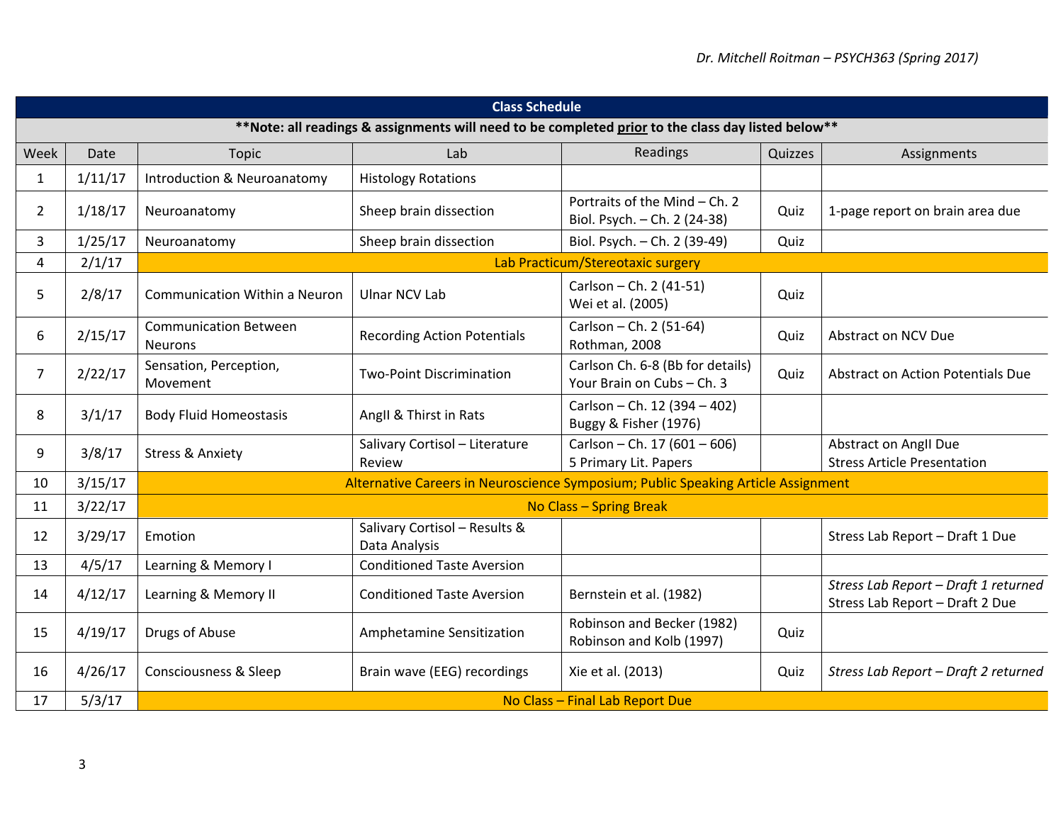| Class Schedule | | | | | | |
|---|---|---|---|---|---|---|
| **Note: all readings & assignments will need to be completed prior to the class day listed below** | | | | | | |
| Week | Date | Topic | Lab | Readings | Quizzes | Assignments |
| 1 | 1/11/17 | Introduction & Neuroanatomy | Histology Rotations | | | |
| 2 | 1/18/17 | Neuroanatomy | Sheep brain dissection | Portraits of the Mind – Ch. 2<br>Biol. Psych. – Ch. 2 (24-38) | Quiz | 1-page report on brain area due |
| 3 | 1/25/17 | Neuroanatomy | Sheep brain dissection | Biol. Psych. – Ch. 2 (39-49) | Quiz | |
| 4 | 2/1/17 | Lab Practicum/Stereotaxic surgery | | | | |
| 5 | 2/8/17 | Communication Within a Neuron | Ulnar NCV Lab | Carlson – Ch. 2 (41-51)<br>Wei et al. (2005) | Quiz | |
| 6 | 2/15/17 | Communication Between Neurons | Recording Action Potentials | Carlson – Ch. 2 (51-64)<br>Rothman, 2008 | Quiz | Abstract on NCV Due |
| 7 | 2/22/17 | Sensation, Perception, Movement | Two-Point Discrimination | Carlson Ch. 6-8 (Bb for details)<br>Your Brain on Cubs – Ch. 3 | Quiz | Abstract on Action Potentials Due |
| 8 | 3/1/17 | Body Fluid Homeostasis | AngII & Thirst in Rats | Carlson – Ch. 12 (394 – 402)<br>Buggy & Fisher (1976) | | |
| 9 | 3/8/17 | Stress & Anxiety | Salivary Cortisol – Literature Review | Carlson – Ch. 17 (601 – 606)<br>5 Primary Lit. Papers | | Abstract on AngII Due<br>Stress Article Presentation |
| 10 | 3/15/17 | Alternative Careers in Neuroscience Symposium; Public Speaking Article Assignment | | | | |
| 11 | 3/22/17 | No Class – Spring Break | | | | |
| 12 | 3/29/17 | Emotion | Salivary Cortisol – Results & Data Analysis | | | Stress Lab Report – Draft 1 Due |
| 13 | 4/5/17 | Learning & Memory I | Conditioned Taste Aversion | | | |
| 14 | 4/12/17 | Learning & Memory II | Conditioned Taste Aversion | Bernstein et al. (1982) | | *Stress Lab Report – Draft 1 returned*<br>Stress Lab Report – Draft 2 Due |
| 15 | 4/19/17 | Drugs of Abuse | Amphetamine Sensitization | Robinson and Becker (1982)<br>Robinson and Kolb (1997) | Quiz | |
| 16 | 4/26/17 | Consciousness & Sleep | Brain wave (EEG) recordings | Xie et al. (2013) | Quiz | *Stress Lab Report – Draft 2 returned* |
| 17 | 5/3/17 | No Class – Final Lab Report Due | | | | |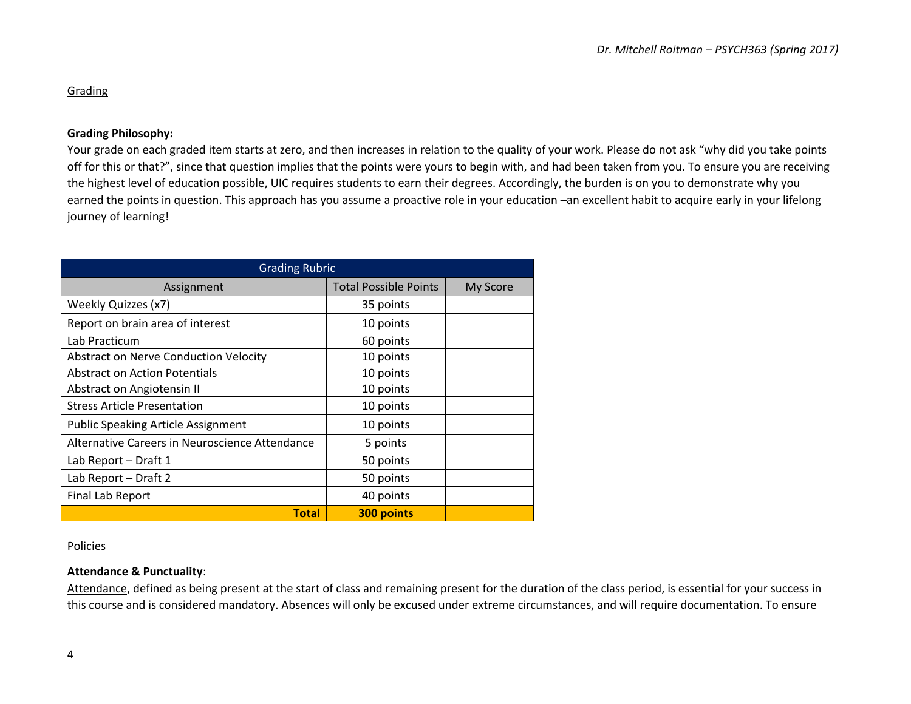Grading

**Grading Philosophy:**

Your grade on each graded item starts at zero, and then increases in relation to the quality of your work. Please do not ask "why did you take points off for this or that?", since that question implies that the points were yours to begin with, and had been taken from you. To ensure you are receiving the highest level of education possible, UIC requires students to earn their degrees. Accordingly, the burden is on you to demonstrate why you earned the points in question. This approach has you assume a proactive role in your education –an excellent habit to acquire early in your lifelong journey of learning!

| Grading Rubric | | |
|---|---|---|
| Assignment | Total Possible Points | My Score |
| Weekly Quizzes (x7) | 35 points | |
| Report on brain area of interest | 10 points | |
| Lab Practicum | 60 points | |
| Abstract on Nerve Conduction Velocity | 10 points | |
| Abstract on Action Potentials | 10 points | |
| Abstract on Angiotensin II | 10 points | |
| Stress Article Presentation | 10 points | |
| Public Speaking Article Assignment | 10 points | |
| Alternative Careers in Neuroscience Attendance | 5 points | |
| Lab Report – Draft 1 | 50 points | |
| Lab Report – Draft 2 | 50 points | |
| Final Lab Report | 40 points | |
| **Total** | **300 points** | |

Policies

**Attendance & Punctuality**:

Attendance, defined as being present at the start of class and remaining present for the duration of the class period, is essential for your success in this course and is considered mandatory. Absences will only be excused under extreme circumstances, and will require documentation. To ensure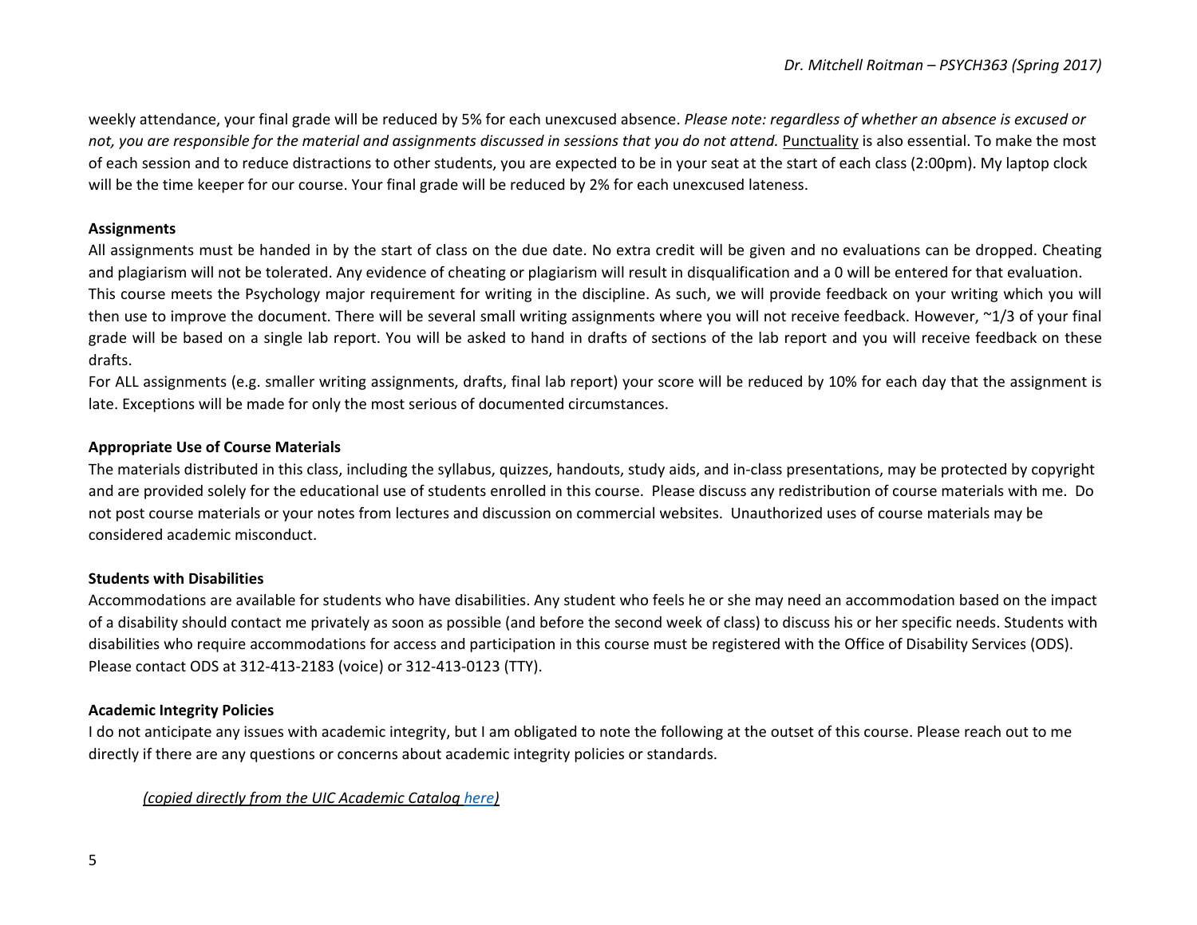weekly attendance, your final grade will be reduced by 5% for each unexcused absence. *Please note: regardless of whether an absence is excused or not, you are responsible for the material and assignments discussed in sessions that you do not attend.* Punctuality is also essential. To make the most of each session and to reduce distractions to other students, you are expected to be in your seat at the start of each class (2:00pm). My laptop clock will be the time keeper for our course. Your final grade will be reduced by 2% for each unexcused lateness.

**Assignments**

All assignments must be handed in by the start of class on the due date. No extra credit will be given and no evaluations can be dropped. Cheating and plagiarism will not be tolerated. Any evidence of cheating or plagiarism will result in disqualification and a 0 will be entered for that evaluation. This course meets the Psychology major requirement for writing in the discipline. As such, we will provide feedback on your writing which you will then use to improve the document. There will be several small writing assignments where you will not receive feedback. However, ~1/3 of your final grade will be based on a single lab report. You will be asked to hand in drafts of sections of the lab report and you will receive feedback on these drafts.

For ALL assignments (e.g. smaller writing assignments, drafts, final lab report) your score will be reduced by 10% for each day that the assignment is late. Exceptions will be made for only the most serious of documented circumstances.

**Appropriate Use of Course Materials**

The materials distributed in this class, including the syllabus, quizzes, handouts, study aids, and in-class presentations, may be protected by copyright and are provided solely for the educational use of students enrolled in this course. Please discuss any redistribution of course materials with me. Do not post course materials or your notes from lectures and discussion on commercial websites. Unauthorized uses of course materials may be considered academic misconduct.

**Students with Disabilities**

Accommodations are available for students who have disabilities. Any student who feels he or she may need an accommodation based on the impact of a disability should contact me privately as soon as possible (and before the second week of class) to discuss his or her specific needs. Students with disabilities who require accommodations for access and participation in this course must be registered with the Office of Disability Services (ODS). Please contact ODS at 312-413-2183 (voice) or 312-413-0123 (TTY).

**Academic Integrity Policies**

I do not anticipate any issues with academic integrity, but I am obligated to note the following at the outset of this course. Please reach out to me directly if there are any questions or concerns about academic integrity policies or standards.

*(copied directly from the UIC Academic Catalog here)*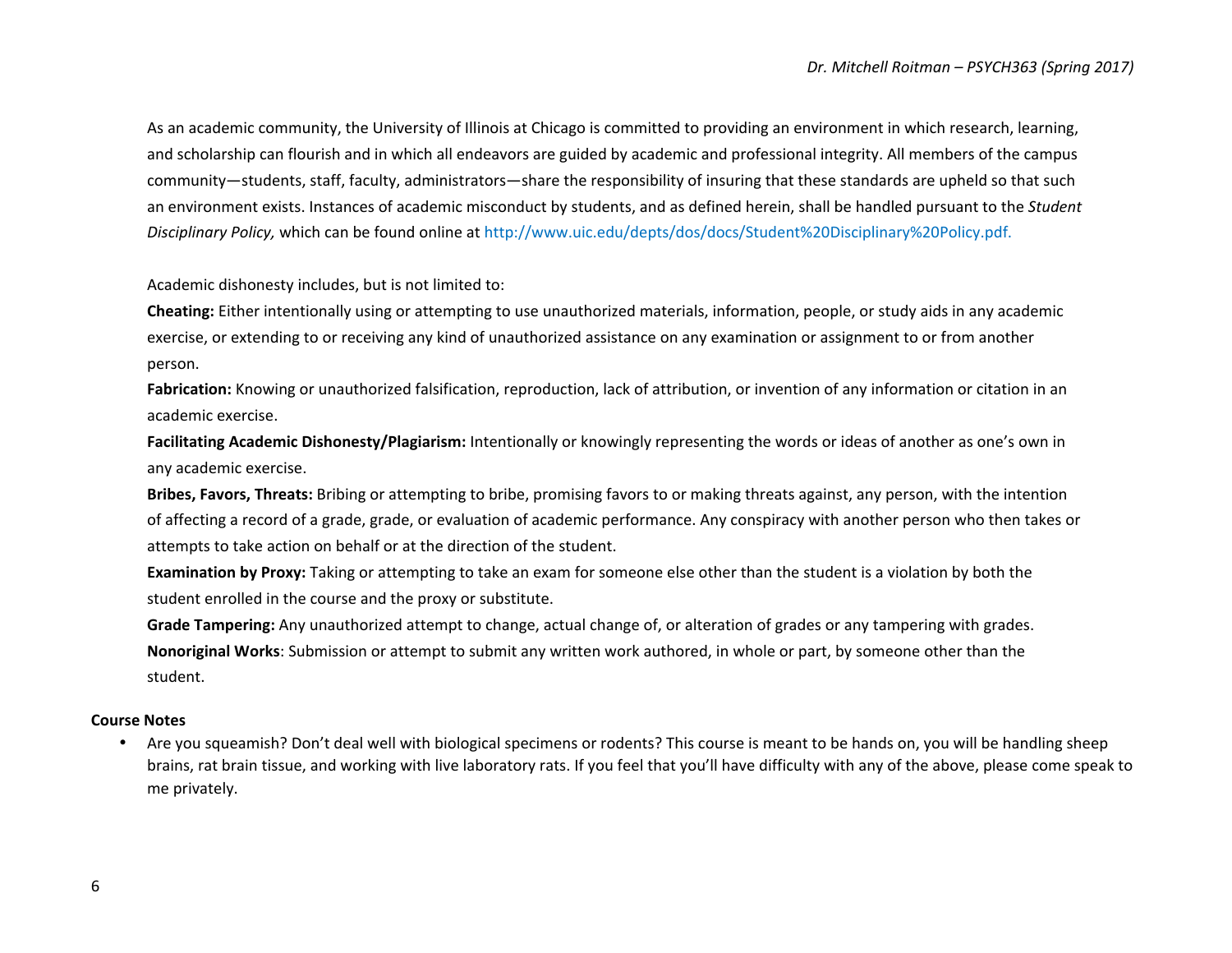As an academic community, the University of Illinois at Chicago is committed to providing an environment in which research, learning, and scholarship can flourish and in which all endeavors are guided by academic and professional integrity. All members of the campus community—students, staff, faculty, administrators—share the responsibility of insuring that these standards are upheld so that such an environment exists. Instances of academic misconduct by students, and as defined herein, shall be handled pursuant to the *Student Disciplinary Policy,* which can be found online at http://www.uic.edu/depts/dos/docs/Student%20Disciplinary%20Policy.pdf.

Academic dishonesty includes, but is not limited to:

**Cheating:** Either intentionally using or attempting to use unauthorized materials, information, people, or study aids in any academic exercise, or extending to or receiving any kind of unauthorized assistance on any examination or assignment to or from another person.

**Fabrication:** Knowing or unauthorized falsification, reproduction, lack of attribution, or invention of any information or citation in an academic exercise.

**Facilitating Academic Dishonesty/Plagiarism:** Intentionally or knowingly representing the words or ideas of another as one's own in any academic exercise.

**Bribes, Favors, Threats:** Bribing or attempting to bribe, promising favors to or making threats against, any person, with the intention of affecting a record of a grade, grade, or evaluation of academic performance. Any conspiracy with another person who then takes or attempts to take action on behalf or at the direction of the student.

**Examination by Proxy:** Taking or attempting to take an exam for someone else other than the student is a violation by both the student enrolled in the course and the proxy or substitute.

**Grade Tampering:** Any unauthorized attempt to change, actual change of, or alteration of grades or any tampering with grades.

**Nonoriginal Works**: Submission or attempt to submit any written work authored, in whole or part, by someone other than the student.

**Course Notes**

- Are you squeamish? Don't deal well with biological specimens or rodents? This course is meant to be hands on, you will be handling sheep brains, rat brain tissue, and working with live laboratory rats. If you feel that you'll have difficulty with any of the above, please come speak to me privately.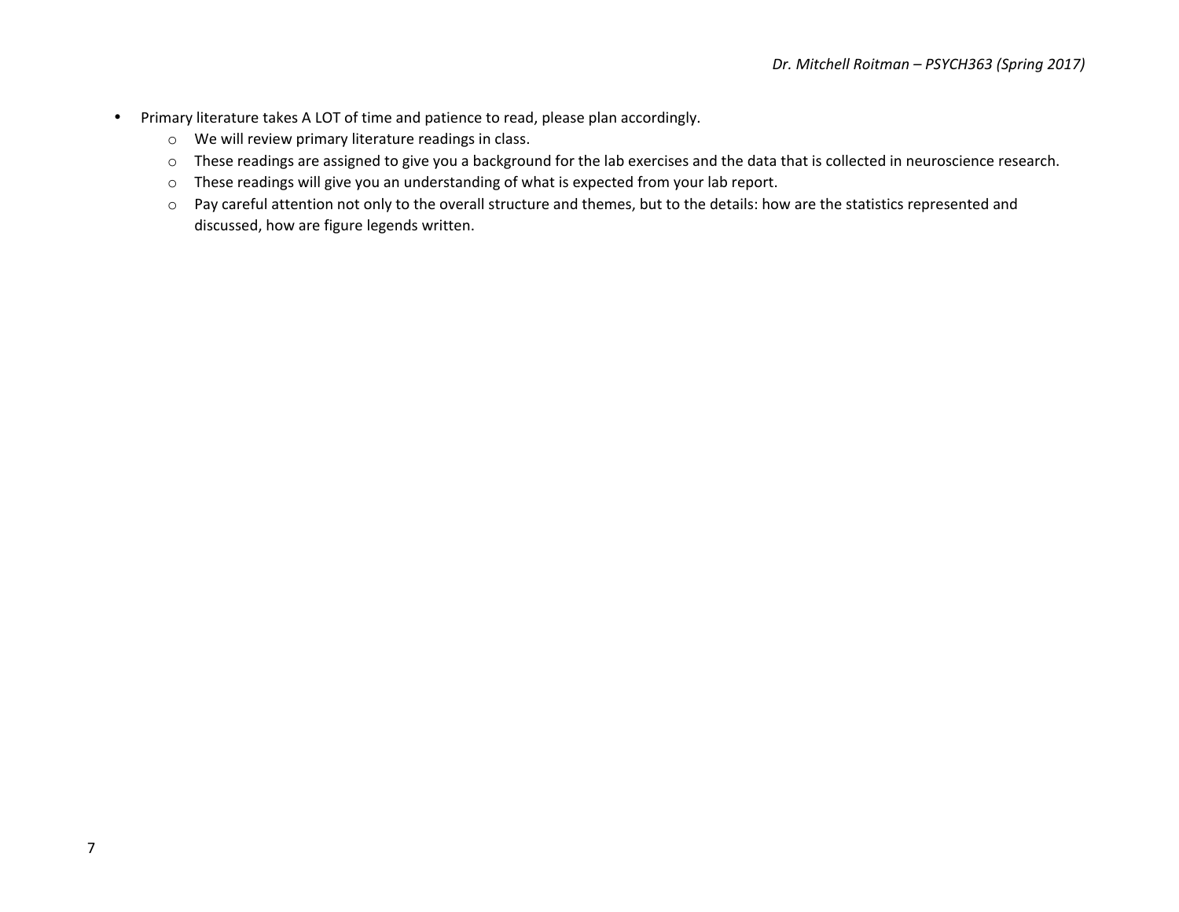- Primary literature takes A LOT of time and patience to read, please plan accordingly.
  - We will review primary literature readings in class.
  - These readings are assigned to give you a background for the lab exercises and the data that is collected in neuroscience research.
  - These readings will give you an understanding of what is expected from your lab report.
  - Pay careful attention not only to the overall structure and themes, but to the details: how are the statistics represented and discussed, how are figure legends written.